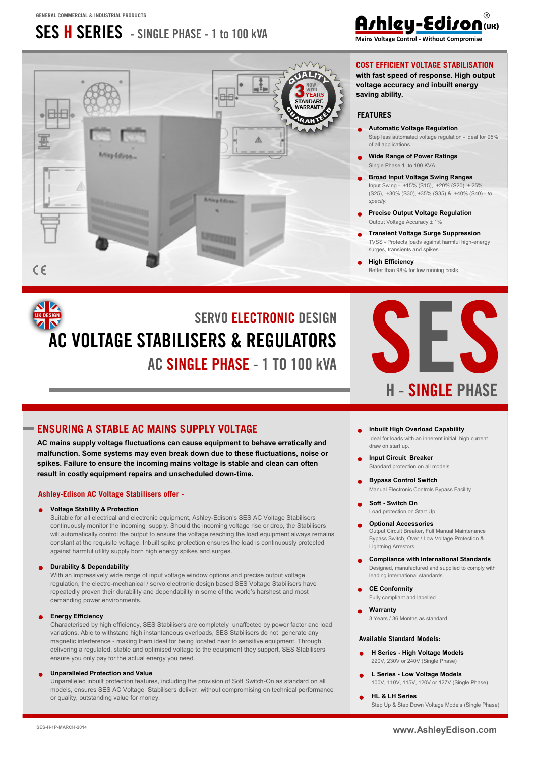GENERAL COMMERCIAL & INDUSTRIAL PRODUCTS

# SES H SERIES - SINGLE PHASE - 1 to 100 kVA

Ashley-Edison® (UK)
Mains Voltage Control - Without Compromise

QUALITY GUARANTEED — NOW WITH 3 YEARS STANDARD WARRANTY

CE

## COST EFFICIENT VOLTAGE STABILISATION

**with fast speed of response. High output voltage accuracy and inbuilt energy saving ability.**

### FEATURES

- **Automatic Voltage Regulation**
  Step less automated voltage regulation - ideal for 95% of all applications.
- **Wide Range of Power Ratings**
  Single Phase 1 to 100 KVA
- **Broad Input Voltage Swing Ranges**
  Input Swing - ±15% (S15), ±20% (S20), ± 25% (S25), ±30% (S30), ±35% (S35) & ±40% (S40) - *to specify.*
- **Precise Output Voltage Regulation**
  Output Voltage Accuracy ± 1%
- **Transient Voltage Surge Suppression**
  TVSS - Protects loads against harmful high-energy surges, transients and spikes.
- **High Efficiency**
  Better than 98% for low running costs.

UK DESIGN

## SERVO ELECTRONIC DESIGN
# AC VOLTAGE STABILISERS & REGULATORS
## AC SINGLE PHASE - 1 TO 100 kVA

# SES
## H - SINGLE PHASE

## ENSURING A STABLE AC MAINS SUPPLY VOLTAGE

**AC mains supply voltage fluctuations can cause equipment to behave erratically and malfunction. Some systems may even break down due to these fluctuations, noise or spikes. Failure to ensure the incoming mains voltage is stable and clean can often result in costly equipment repairs and unscheduled down-time.**

### Ashley-Edison AC Voltage Stabilisers offer -

- **Voltage Stability & Protection**
  Suitable for all electrical and electronic equipment, Ashley-Edison's SES AC Voltage Stabilisers continuously monitor the incoming supply. Should the incoming voltage rise or drop, the Stabilisers will automatically control the output to ensure the voltage reaching the load equipment always remains constant at the requisite voltage. Inbuilt spike protection ensures the load is continuously protected against harmful utility supply born high energy spikes and surges.
- **Durability & Dependability**
  With an impressively wide range of input voltage window options and precise output voltage regulation, the electro-mechanical / servo electronic design based SES Voltage Stabilisers have repeatedly proven their durability and dependability in some of the world's harshest and most demanding power environments.
- **Energy Efficiency**
  Characterised by high efficiency, SES Stabilisers are completely unaffected by power factor and load variations. Able to withstand high instantaneous overloads, SES Stabilisers do not generate any magnetic interference - making them ideal for being located near to sensitive equipment. Through delivering a regulated, stable and optimised voltage to the equipment they support, SES Stabilisers ensure you only pay for the actual energy you need.
- **Unparalleled Protection and Value**
  Unparalleled inbuilt protection features, including the provision of Soft Switch-On as standard on all models, ensures SES AC Voltage Stabilisers deliver, without compromising on technical performance or quality, outstanding value for money.

- **Inbuilt High Overload Capability**
  Ideal for loads with an inherent initial high current draw on start up.
- **Input Circuit Breaker**
  Standard protection on all models
- **Bypass Control Switch**
  Manual Electronic Controls Bypass Facility
- **Soft - Switch On**
  Load protection on Start Up
- **Optional Accessories**
  Output Circuit Breaker, Full Manual Maintenance Bypass Switch, Over / Low Voltage Protection & Lightning Arrestors
- **Compliance with International Standards**
  Designed, manufactured and supplied to comply with leading international standards
- **CE Conformity**
  Fully compliant and labelled
- **Warranty**
  3 Years / 36 Months as standard

### Available Standard Models:

- **H Series - High Voltage Models**
  220V, 230V or 240V (Single Phase)
- **L Series - Low Voltage Models**
  100V, 110V, 115V, 120V or 127V (Single Phase)
- **HL & LH Series**
  Step Up & Step Down Voltage Models (Single Phase)

SES-H-1P-MARCH-2014

www.AshleyEdison.com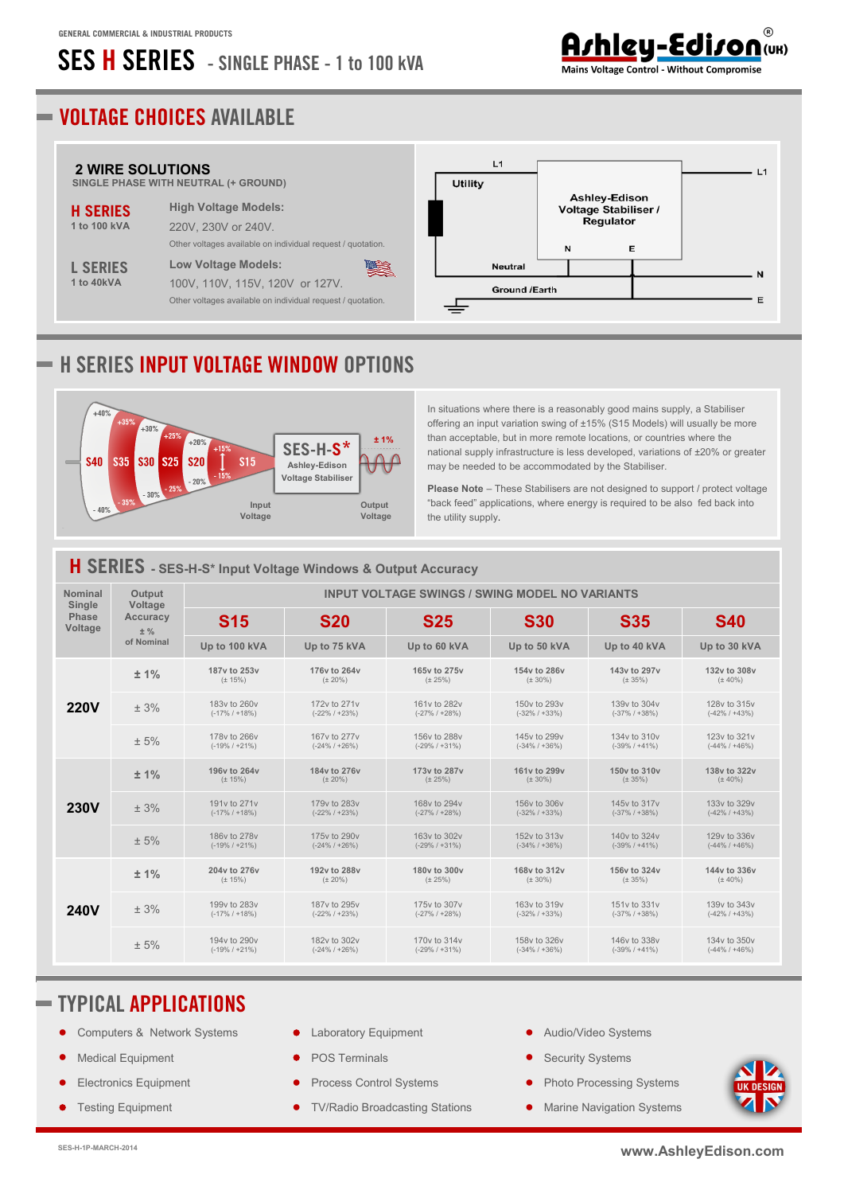GENERAL COMMERCIAL & INDUSTRIAL PRODUCTS

# SES H SERIES - SINGLE PHASE - 1 to 100 kVA

Ashley-Edison (UK)
Mains Voltage Control - Without Compromise

## VOLTAGE CHOICES AVAILABLE

### 2 WIRE SOLUTIONS

SINGLE PHASE WITH NEUTRAL (+ GROUND)

**H SERIES**
1 to 100 kVA

**High Voltage Models:**
220V, 230V or 240V.
Other voltages available on individual request / quotation.

**L SERIES**
1 to 40kVA

**Low Voltage Models:**
100V, 110V, 115V, 120V or 127V.
Other voltages available on individual request / quotation.

Utility — L1 — Ashley-Edison Voltage Stabiliser / Regulator (N, E) — L1; Neutral — N; Ground /Earth — E

## H SERIES INPUT VOLTAGE WINDOW OPTIONS

S40 (±40%), S35 (±35%), S30 (±30%), S25 (±25%), S20 (±20%), S15 (±15%) — Input Voltage → SES-H-S* Ashley-Edison Voltage Stabiliser → ± 1% Output Voltage

In situations where there is a reasonably good mains supply, a Stabiliser offering an input variation swing of ±15% (S15 Models) will usually be more than acceptable, but in more remote locations, or countries where the national supply infrastructure is less developed, variations of ±20% or greater may be needed to be accommodated by the Stabiliser.

**Please Note** – These Stabilisers are not designed to support / protect voltage "back feed" applications, where energy is required to be also fed back into the utility supply.

## H SERIES - SES-H-S* Input Voltage Windows & Output Accuracy

| Nominal Single Phase Voltage | Output Voltage Accuracy ± % of Nominal | INPUT VOLTAGE SWINGS / SWING MODEL NO VARIANTS | | | | | |
|---|---|---|---|---|---|---|---|
| | | **S15** | **S20** | **S25** | **S30** | **S35** | **S40** |
| | | Up to 100 kVA | Up to 75 kVA | Up to 60 kVA | Up to 50 kVA | Up to 40 kVA | Up to 30 kVA |
| **220V** | ± 1% | 187v to 253v (± 15%) | 176v to 264v (± 20%) | 165v to 275v (± 25%) | 154v to 286v (± 30%) | 143v to 297v (± 35%) | 132v to 308v (± 40%) |
| | ± 3% | 183v to 260v (-17% / +18%) | 172v to 271v (-22% / +23%) | 161v to 282v (-27% / +28%) | 150v to 293v (-32% / +33%) | 139v to 304v (-37% / +38%) | 128v to 315v (-42% / +43%) |
| | ± 5% | 178v to 266v (-19% / +21%) | 167v to 277v (-24% / +26%) | 156v to 288v (-29% / +31%) | 145v to 299v (-34% / +36%) | 134v to 310v (-39% / +41%) | 123v to 321v (-44% / +46%) |
| **230V** | ± 1% | 196v to 264v (± 15%) | 184v to 276v (± 20%) | 173v to 287v (± 25%) | 161v to 299v (± 30%) | 150v to 310v (± 35%) | 138v to 322v (± 40%) |
| | ± 3% | 191v to 271v (-17% / +18%) | 179v to 283v (-22% / +23%) | 168v to 294v (-27% / +28%) | 156v to 306v (-32% / +33%) | 145v to 317v (-37% / +38%) | 133v to 329v (-42% / +43%) |
| | ± 5% | 186v to 278v (-19% / +21%) | 175v to 290v (-24% / +26%) | 163v to 302v (-29% / +31%) | 152v to 313v (-34% / +36%) | 140v to 324v (-39% / +41%) | 129v to 336v (-44% / +46%) |
| **240V** | ± 1% | 204v to 276v (± 15%) | 192v to 288v (± 20%) | 180v to 300v (± 25%) | 168v to 312v (± 30%) | 156v to 324v (± 35%) | 144v to 336v (± 40%) |
| | ± 3% | 199v to 283v (-17% / +18%) | 187v to 295v (-22% / +23%) | 175v to 307v (-27% / +28%) | 163v to 319v (-32% / +33%) | 151v to 331v (-37% / +38%) | 139v to 343v (-42% / +43%) |
| | ± 5% | 194v to 290v (-19% / +21%) | 182v to 302v (-24% / +26%) | 170v to 314v (-29% / +31%) | 158v to 326v (-34% / +36%) | 146v to 338v (-39% / +41%) | 134v to 350v (-44% / +46%) |

## TYPICAL APPLICATIONS

- Computers & Network Systems
- Medical Equipment
- Electronics Equipment
- Testing Equipment
- Laboratory Equipment
- POS Terminals
- Process Control Systems
- TV/Radio Broadcasting Stations
- Audio/Video Systems
- Security Systems
- Photo Processing Systems
- Marine Navigation Systems

UK DESIGN

SES-H-1P-MARCH-2014

www.AshleyEdison.com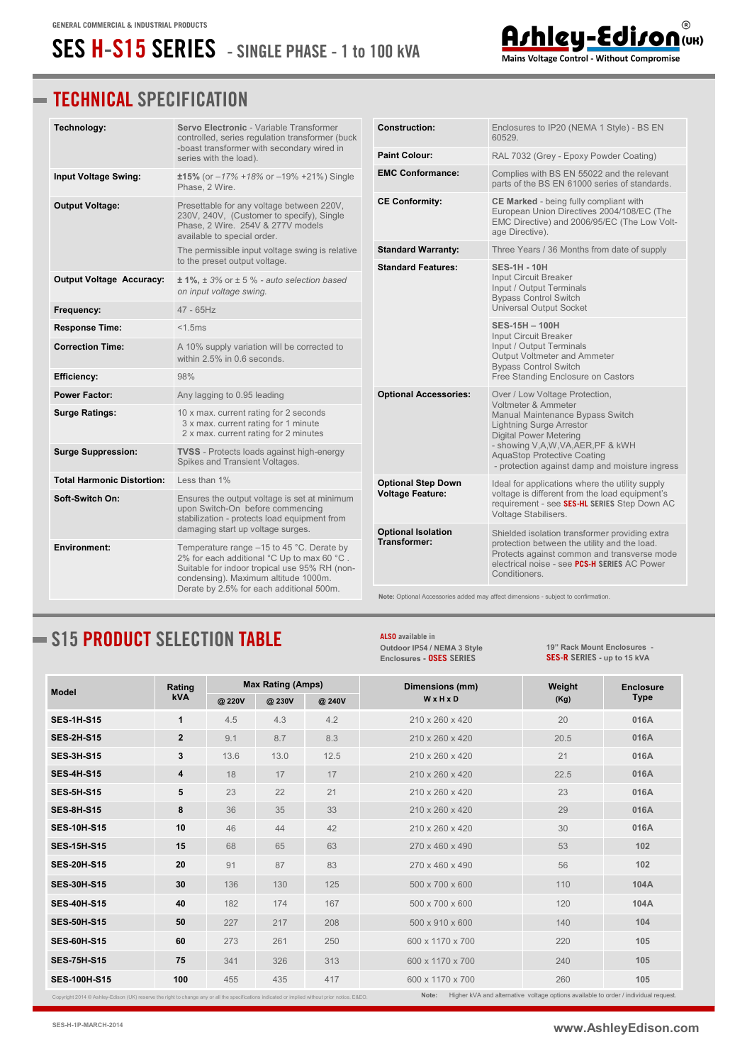GENERAL COMMERCIAL & INDUSTRIAL PRODUCTS

# SES H-S15 SERIES - SINGLE PHASE - 1 to 100 kVA

Ashley-Edison (UK)
Mains Voltage Control - Without Compromise

## TECHNICAL SPECIFICATION

| | |
|---|---|
| **Technology:** | **Servo Electronic** - Variable Transformer controlled, series regulation transformer (buck -boast transformer with secondary wired in series with the load). |
| **Input Voltage Swing:** | **±15%** (or *–17% +18%* or –19% +21%) Single Phase, 2 Wire. |
| **Output Voltage:** | Presettable for any voltage between 220V, 230V, 240V, (Customer to specify), Single Phase, 2 Wire. 254V & 277V models available to special order. The permissible input voltage swing is relative to the preset output voltage. |
| **Output Voltage Accuracy:** | **± 1%**, *± 3% or ± 5 % - auto selection based on input voltage swing.* |
| **Frequency:** | 47 - 65Hz |
| **Response Time:** | <1.5ms |
| **Correction Time:** | A 10% supply variation will be corrected to within 2.5% in 0.6 seconds. |
| **Efficiency:** | 98% |
| **Power Factor:** | Any lagging to 0.95 leading |
| **Surge Ratings:** | 10 x max. current rating for 2 seconds<br>3 x max. current rating for 1 minute<br>2 x max. current rating for 2 minutes |
| **Surge Suppression:** | **TVSS** - Protects loads against high-energy Spikes and Transient Voltages. |
| **Total Harmonic Distortion:** | Less than 1% |
| **Soft-Switch On:** | Ensures the output voltage is set at minimum upon Switch-On before commencing stabilization - protects load equipment from damaging start up voltage surges. |
| **Environment:** | Temperature range –15 to 45 °C. Derate by 2% for each additional °C Up to max 60 °C . Suitable for indoor tropical use 95% RH (non-condensing). Maximum altitude 1000m. Derate by 2.5% for each additional 500m. |

| | |
|---|---|
| **Construction:** | Enclosures to IP20 (NEMA 1 Style) - BS EN 60529. |
| **Paint Colour:** | RAL 7032 (Grey - Epoxy Powder Coating) |
| **EMC Conformance:** | Complies with BS EN 55022 and the relevant parts of the BS EN 61000 series of standards. |
| **CE Conformity:** | **CE Marked** - being fully compliant with European Union Directives 2004/108/EC (The EMC Directive) and 2006/95/EC (The Low Voltage Directive). |
| **Standard Warranty:** | Three Years / 36 Months from date of supply |
| **Standard Features:** | **SES-1H - 10H**<br>Input Circuit Breaker<br>Input / Output Terminals<br>Bypass Control Switch<br>Universal Output Socket<br><br>**SES-15H – 100H**<br>Input Circuit Breaker<br>Input / Output Terminals<br>Output Voltmeter and Ammeter<br>Bypass Control Switch<br>Free Standing Enclosure on Castors |
| **Optional Accessories:** | Over / Low Voltage Protection,<br>Voltmeter & Ammeter<br>Manual Maintenance Bypass Switch<br>Lightning Surge Arrestor<br>Digital Power Metering<br>- showing V,A,W,VA,AER,PF & kWH<br>AquaStop Protective Coating<br>- protection against damp and moisture ingress |
| **Optional Step Down Voltage Feature:** | Ideal for applications where the utility supply voltage is different from the load equipment's requirement - see **SES-HL SERIES** Step Down AC Voltage Stabilisers. |
| **Optional Isolation Transformer:** | Shielded isolation transformer providing extra protection between the utility and the load. Protects against common and transverse mode electrical noise - see **PCS-H SERIES** AC Power Conditioners. |

**Note:** Optional Accessories added may affect dimensions - subject to confirmation.

## S15 PRODUCT SELECTION TABLE

**ALSO** available in Outdoor IP54 / NEMA 3 Style Enclosures - **OSES SERIES**

19" Rack Mount Enclosures - **SES-R SERIES** - up to 15 kVA

| Model | Rating kVA | Max Rating (Amps) | | | Dimensions (mm) W x H x D | Weight (Kg) | Enclosure Type |
|---|---|---|---|---|---|---|---|
| | | @ 220V | @ 230V | @ 240V | | | |
| **SES-1H-S15** | **1** | 4.5 | 4.3 | 4.2 | 210 x 260 x 420 | 20 | **016A** |
| **SES-2H-S15** | **2** | 9.1 | 8.7 | 8.3 | 210 x 260 x 420 | 20.5 | **016A** |
| **SES-3H-S15** | **3** | 13.6 | 13.0 | 12.5 | 210 x 260 x 420 | 21 | **016A** |
| **SES-4H-S15** | **4** | 18 | 17 | 17 | 210 x 260 x 420 | 22.5 | **016A** |
| **SES-5H-S15** | **5** | 23 | 22 | 21 | 210 x 260 x 420 | 23 | **016A** |
| **SES-8H-S15** | **8** | 36 | 35 | 33 | 210 x 260 x 420 | 29 | **016A** |
| **SES-10H-S15** | **10** | 46 | 44 | 42 | 210 x 260 x 420 | 30 | **016A** |
| **SES-15H-S15** | **15** | 68 | 65 | 63 | 270 x 460 x 490 | 53 | **102** |
| **SES-20H-S15** | **20** | 91 | 87 | 83 | 270 x 460 x 490 | 56 | **102** |
| **SES-30H-S15** | **30** | 136 | 130 | 125 | 500 x 700 x 600 | 110 | **104A** |
| **SES-40H-S15** | **40** | 182 | 174 | 167 | 500 x 700 x 600 | 120 | **104A** |
| **SES-50H-S15** | **50** | 227 | 217 | 208 | 500 x 910 x 600 | 140 | **104** |
| **SES-60H-S15** | **60** | 273 | 261 | 250 | 600 x 1170 x 700 | 220 | **105** |
| **SES-75H-S15** | **75** | 341 | 326 | 313 | 600 x 1170 x 700 | 240 | **105** |
| **SES-100H-S15** | **100** | 455 | 435 | 417 | 600 x 1170 x 700 | 260 | **105** |

Copyright 2014 © Ashley-Edison (UK) reserve the right to change any or all the specifications indicated or implied without prior notice. E&EO.

**Note:** Higher kVA and alternative voltage options available to order / individual request.

SES-H-1P-MARCH-2014

www.AshleyEdison.com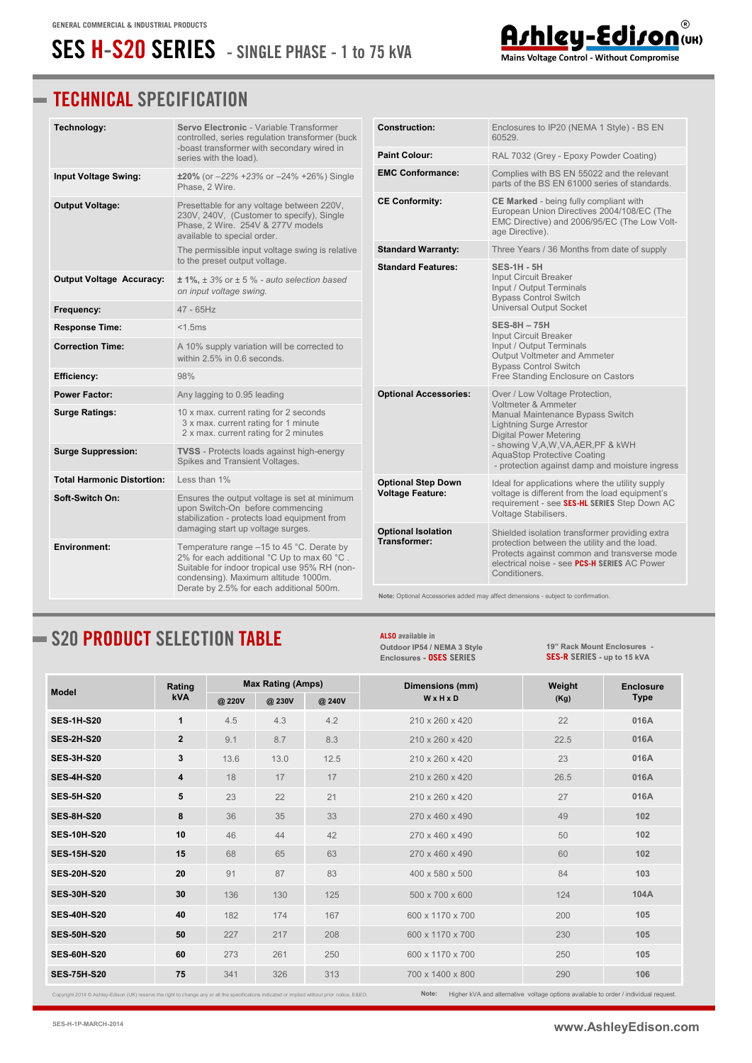GENERAL COMMERCIAL & INDUSTRIAL PRODUCTS

# SES H-S20 SERIES - SINGLE PHASE - 1 to 75 kVA

Ashley-Edison (UK)® Mains Voltage Control - Without Compromise

## TECHNICAL SPECIFICATION

| | |
|---|---|
| **Technology:** | **Servo Electronic** - Variable Transformer controlled, series regulation transformer (buck -boast transformer with secondary wired in series with the load). |
| **Input Voltage Swing:** | **±20%** (or –22% +23% or –24% +26%) Single Phase, 2 Wire. |
| **Output Voltage:** | Presettable for any voltage between 220V, 230V, 240V, (Customer to specify), Single Phase, 2 Wire. 254V & 277V models available to special order. The permissible input voltage swing is relative to the preset output voltage. |
| **Output Voltage Accuracy:** | **± 1%,** *± 3% or ± 5 % - auto selection based on input voltage swing.* |
| **Frequency:** | 47 - 65Hz |
| **Response Time:** | <1.5ms |
| **Correction Time:** | A 10% supply variation will be corrected to within 2.5% in 0.6 seconds. |
| **Efficiency:** | 98% |
| **Power Factor:** | Any lagging to 0.95 leading |
| **Surge Ratings:** | 10 x max. current rating for 2 seconds<br>3 x max. current rating for 1 minute<br>2 x max. current rating for 2 minutes |
| **Surge Suppression:** | **TVSS** - Protects loads against high-energy Spikes and Transient Voltages. |
| **Total Harmonic Distortion:** | Less than 1% |
| **Soft-Switch On:** | Ensures the output voltage is set at minimum upon Switch-On before commencing stabilization - protects load equipment from damaging start up voltage surges. |
| **Environment:** | Temperature range –15 to 45 °C. Derate by 2% for each additional °C Up to max 60 °C . Suitable for indoor tropical use 95% RH (non-condensing). Maximum altitude 1000m. Derate by 2.5% for each additional 500m. |

| | |
|---|---|
| **Construction:** | Enclosures to IP20 (NEMA 1 Style) - BS EN 60529. |
| **Paint Colour:** | RAL 7032 (Grey - Epoxy Powder Coating) |
| **EMC Conformance:** | Complies with BS EN 55022 and the relevant parts of the BS EN 61000 series of standards. |
| **CE Conformity:** | **CE Marked** - being fully compliant with European Union Directives 2004/108/EC (The EMC Directive) and 2006/95/EC (The Low Voltage Directive). |
| **Standard Warranty:** | Three Years / 36 Months from date of supply |
| **Standard Features:** | **SES-1H - 5H**<br>Input Circuit Breaker<br>Input / Output Terminals<br>Bypass Control Switch<br>Universal Output Socket<br><br>**SES-8H – 75H**<br>Input Circuit Breaker<br>Input / Output Terminals<br>Output Voltmeter and Ammeter<br>Bypass Control Switch<br>Free Standing Enclosure on Castors |
| **Optional Accessories:** | Over / Low Voltage Protection,<br>Voltmeter & Ammeter<br>Manual Maintenance Bypass Switch<br>Lightning Surge Arrestor<br>Digital Power Metering<br>- showing V,A,W,VA,AER,PF & kWH<br>AquaStop Protective Coating<br>- protection against damp and moisture ingress |
| **Optional Step Down Voltage Feature:** | Ideal for applications where the utility supply voltage is different from the load equipment's requirement - see **SES-HL SERIES** Step Down AC Voltage Stabilisers. |
| **Optional Isolation Transformer:** | Shielded isolation transformer providing extra protection between the utility and the load. Protects against common and transverse mode electrical noise - see **PCS-H SERIES** AC Power Conditioners. |

**Note:** Optional Accessories added may affect dimensions - subject to confirmation.

## S20 PRODUCT SELECTION TABLE

**ALSO** available in Outdoor IP54 / NEMA 3 Style Enclosures - **OSES SERIES**

19" Rack Mount Enclosures - **SES-R SERIES** - up to 15 kVA

| Model | Rating kVA | Max Rating (Amps) | | | Dimensions (mm) W x H x D | Weight (Kg) | Enclosure Type |
|---|---|---|---|---|---|---|---|
| | | @ 220V | @ 230V | @ 240V | | | |
| **SES-1H-S20** | **1** | 4.5 | 4.3 | 4.2 | 210 x 260 x 420 | 22 | **016A** |
| **SES-2H-S20** | **2** | 9.1 | 8.7 | 8.3 | 210 x 260 x 420 | 22.5 | **016A** |
| **SES-3H-S20** | **3** | 13.6 | 13.0 | 12.5 | 210 x 260 x 420 | 23 | **016A** |
| **SES-4H-S20** | **4** | 18 | 17 | 17 | 210 x 260 x 420 | 26.5 | **016A** |
| **SES-5H-S20** | **5** | 23 | 22 | 21 | 210 x 260 x 420 | 27 | **016A** |
| **SES-8H-S20** | **8** | 36 | 35 | 33 | 270 x 460 x 490 | 49 | **102** |
| **SES-10H-S20** | **10** | 46 | 44 | 42 | 270 x 460 x 490 | 50 | **102** |
| **SES-15H-S20** | **15** | 68 | 65 | 63 | 270 x 460 x 490 | 60 | **102** |
| **SES-20H-S20** | **20** | 91 | 87 | 83 | 400 x 580 x 500 | 84 | **103** |
| **SES-30H-S20** | **30** | 136 | 130 | 125 | 500 x 700 x 600 | 124 | **104A** |
| **SES-40H-S20** | **40** | 182 | 174 | 167 | 600 x 1170 x 700 | 200 | **105** |
| **SES-50H-S20** | **50** | 227 | 217 | 208 | 600 x 1170 x 700 | 230 | **105** |
| **SES-60H-S20** | **60** | 273 | 261 | 250 | 600 x 1170 x 700 | 250 | **105** |
| **SES-75H-S20** | **75** | 341 | 326 | 313 | 700 x 1400 x 800 | 290 | **106** |

Copyright 2014 © Ashley-Edison (UK) reserve the right to change any or all the specifications indicated or implied without prior notice. E&EO.

**Note:** Higher kVA and alternative voltage options available to order / individual request.

SES-H-1P-MARCH-2014

www.AshleyEdison.com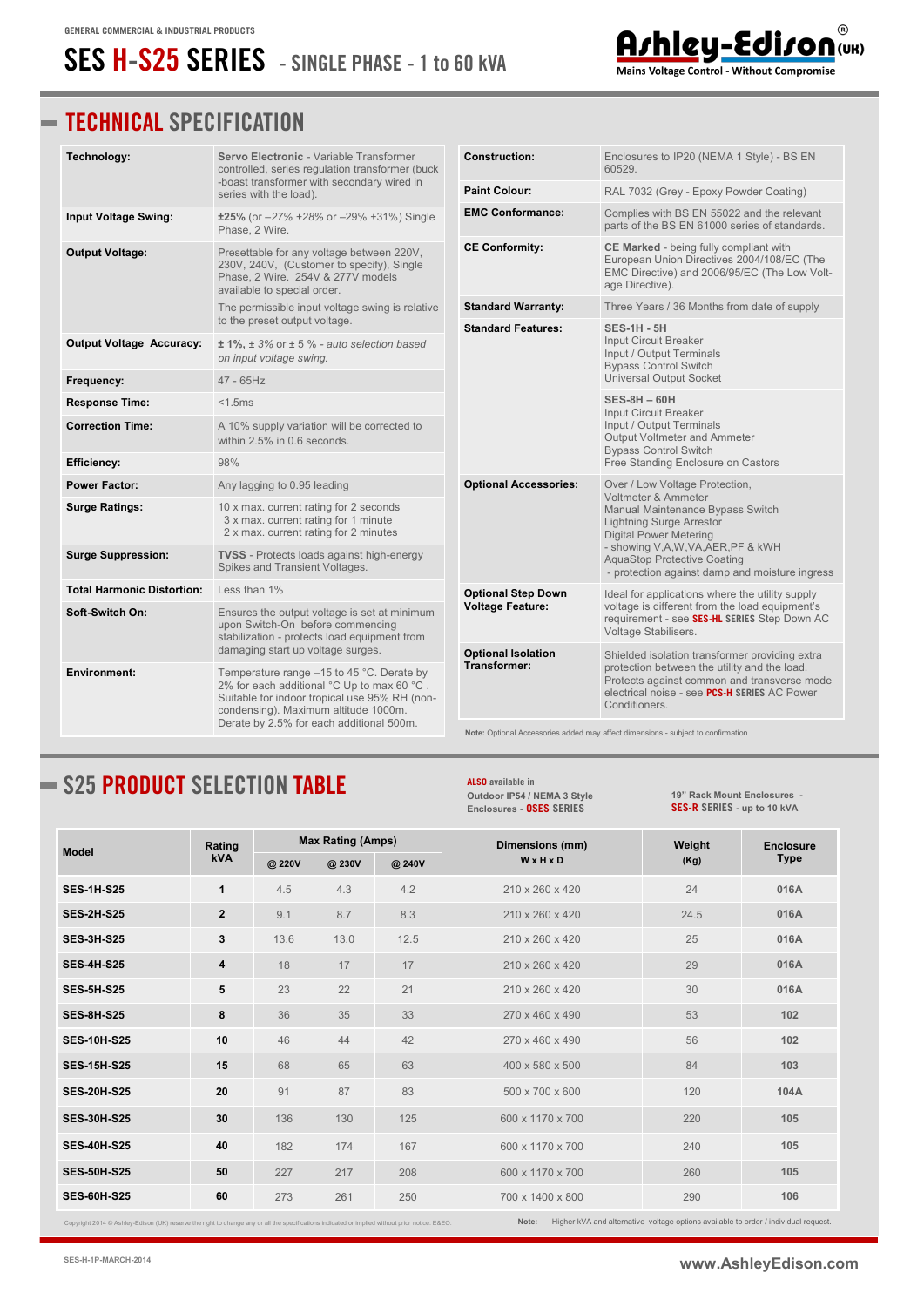GENERAL COMMERCIAL & INDUSTRIAL PRODUCTS

# SES H-S25 SERIES - SINGLE PHASE - 1 to 60 kVA

Ashley-Edison (UK) — Mains Voltage Control - Without Compromise

## TECHNICAL SPECIFICATION

| | |
|---|---|
| **Technology:** | **Servo Electronic** - Variable Transformer controlled, series regulation transformer (buck -boast transformer with secondary wired in series with the load). |
| **Input Voltage Swing:** | **±25%** (or –27% +28% or –29% +31%) Single Phase, 2 Wire. |
| **Output Voltage:** | Presettable for any voltage between 220V, 230V, 240V, (Customer to specify), Single Phase, 2 Wire. 254V & 277V models available to special order. The permissible input voltage swing is relative to the preset output voltage. |
| **Output Voltage Accuracy:** | **± 1%,** *± 3% or ± 5 % - auto selection based on input voltage swing.* |
| **Frequency:** | 47 - 65Hz |
| **Response Time:** | <1.5ms |
| **Correction Time:** | A 10% supply variation will be corrected to within 2.5% in 0.6 seconds. |
| **Efficiency:** | 98% |
| **Power Factor:** | Any lagging to 0.95 leading |
| **Surge Ratings:** | 10 x max. current rating for 2 seconds<br>3 x max. current rating for 1 minute<br>2 x max. current rating for 2 minutes |
| **Surge Suppression:** | **TVSS** - Protects loads against high-energy Spikes and Transient Voltages. |
| **Total Harmonic Distortion:** | Less than 1% |
| **Soft-Switch On:** | Ensures the output voltage is set at minimum upon Switch-On before commencing stabilization - protects load equipment from damaging start up voltage surges. |
| **Environment:** | Temperature range –15 to 45 °C. Derate by 2% for each additional °C Up to max 60 °C . Suitable for indoor tropical use 95% RH (non-condensing). Maximum altitude 1000m. Derate by 2.5% for each additional 500m. |

| | |
|---|---|
| **Construction:** | Enclosures to IP20 (NEMA 1 Style) - BS EN 60529. |
| **Paint Colour:** | RAL 7032 (Grey - Epoxy Powder Coating) |
| **EMC Conformance:** | Complies with BS EN 55022 and the relevant parts of the BS EN 61000 series of standards. |
| **CE Conformity:** | **CE Marked** - being fully compliant with European Union Directives 2004/108/EC (The EMC Directive) and 2006/95/EC (The Low Voltage Directive). |
| **Standard Warranty:** | Three Years / 36 Months from date of supply |
| **Standard Features:** | **SES-1H - 5H**<br>Input Circuit Breaker<br>Input / Output Terminals<br>Bypass Control Switch<br>Universal Output Socket<br><br>**SES-8H – 60H**<br>Input Circuit Breaker<br>Input / Output Terminals<br>Output Voltmeter and Ammeter<br>Bypass Control Switch<br>Free Standing Enclosure on Castors |
| **Optional Accessories:** | Over / Low Voltage Protection,<br>Voltmeter & Ammeter<br>Manual Maintenance Bypass Switch<br>Lightning Surge Arrestor<br>Digital Power Metering<br>- showing V,A,W,VA,AER,PF & kWH<br>AquaStop Protective Coating<br>- protection against damp and moisture ingress |
| **Optional Step Down Voltage Feature:** | Ideal for applications where the utility supply voltage is different from the load equipment's requirement - see **SES-HL SERIES** Step Down AC Voltage Stabilisers. |
| **Optional Isolation Transformer:** | Shielded isolation transformer providing extra protection between the utility and the load. Protects against common and transverse mode electrical noise - see **PCS-H SERIES** AC Power Conditioners. |

**Note:** Optional Accessories added may affect dimensions - subject to confirmation.

## S25 PRODUCT SELECTION TABLE

**ALSO** available in Outdoor IP54 / NEMA 3 Style Enclosures - **OSES SERIES**

19" Rack Mount Enclosures - **SES-R SERIES** - up to 10 kVA

| Model | Rating kVA | Max Rating (Amps) | | | Dimensions (mm) W x H x D | Weight (Kg) | Enclosure Type |
|---|---|---|---|---|---|---|---|
| | | @ 220V | @ 230V | @ 240V | | | |
| **SES-1H-S25** | **1** | 4.5 | 4.3 | 4.2 | 210 x 260 x 420 | 24 | **016A** |
| **SES-2H-S25** | **2** | 9.1 | 8.7 | 8.3 | 210 x 260 x 420 | 24.5 | **016A** |
| **SES-3H-S25** | **3** | 13.6 | 13.0 | 12.5 | 210 x 260 x 420 | 25 | **016A** |
| **SES-4H-S25** | **4** | 18 | 17 | 17 | 210 x 260 x 420 | 29 | **016A** |
| **SES-5H-S25** | **5** | 23 | 22 | 21 | 210 x 260 x 420 | 30 | **016A** |
| **SES-8H-S25** | **8** | 36 | 35 | 33 | 270 x 460 x 490 | 53 | **102** |
| **SES-10H-S25** | **10** | 46 | 44 | 42 | 270 x 460 x 490 | 56 | **102** |
| **SES-15H-S25** | **15** | 68 | 65 | 63 | 400 x 580 x 500 | 84 | **103** |
| **SES-20H-S25** | **20** | 91 | 87 | 83 | 500 x 700 x 600 | 120 | **104A** |
| **SES-30H-S25** | **30** | 136 | 130 | 125 | 600 x 1170 x 700 | 220 | **105** |
| **SES-40H-S25** | **40** | 182 | 174 | 167 | 600 x 1170 x 700 | 240 | **105** |
| **SES-50H-S25** | **50** | 227 | 217 | 208 | 600 x 1170 x 700 | 260 | **105** |
| **SES-60H-S25** | **60** | 273 | 261 | 250 | 700 x 1400 x 800 | 290 | **106** |

Copyright 2014 © Ashley-Edison (UK) reserve the right to change any or all the specifications indicated or implied without prior notice. E&EO.

**Note:** Higher kVA and alternative voltage options available to order / individual request.

SES-H-1P-MARCH-2014

www.AshleyEdison.com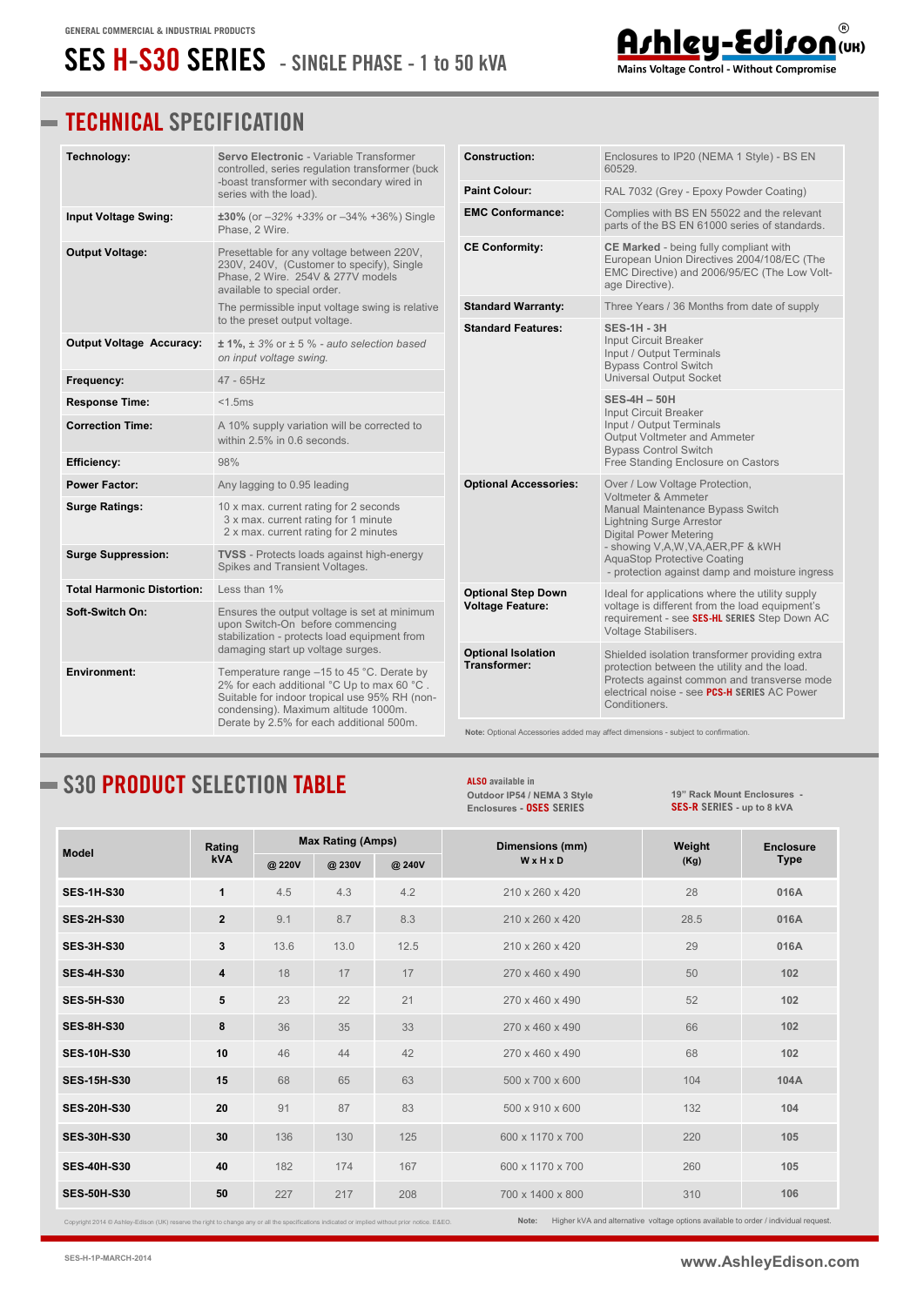GENERAL COMMERCIAL & INDUSTRIAL PRODUCTS

# SES H-S30 SERIES - SINGLE PHASE - 1 to 50 kVA

Ashley-Edison (UK)
Mains Voltage Control - Without Compromise

## TECHNICAL SPECIFICATION

| | |
|---|---|
| **Technology:** | **Servo Electronic** - Variable Transformer controlled, series regulation transformer (buck -boast transformer with secondary wired in series with the load). |
| **Input Voltage Swing:** | **±30%** (or –32% +33% or –34% +36%) Single Phase, 2 Wire. |
| **Output Voltage:** | Presettable for any voltage between 220V, 230V, 240V, (Customer to specify), Single Phase, 2 Wire. 254V & 277V models available to special order. The permissible input voltage swing is relative to the preset output voltage. |
| **Output Voltage Accuracy:** | **± 1%,** *± 3% or ± 5 % - auto selection based on input voltage swing.* |
| **Frequency:** | 47 - 65Hz |
| **Response Time:** | <1.5ms |
| **Correction Time:** | A 10% supply variation will be corrected to within 2.5% in 0.6 seconds. |
| **Efficiency:** | 98% |
| **Power Factor:** | Any lagging to 0.95 leading |
| **Surge Ratings:** | 10 x max. current rating for 2 seconds<br>3 x max. current rating for 1 minute<br>2 x max. current rating for 2 minutes |
| **Surge Suppression:** | **TVSS** - Protects loads against high-energy Spikes and Transient Voltages. |
| **Total Harmonic Distortion:** | Less than 1% |
| **Soft-Switch On:** | Ensures the output voltage is set at minimum upon Switch-On before commencing stabilization - protects load equipment from damaging start up voltage surges. |
| **Environment:** | Temperature range –15 to 45 °C. Derate by 2% for each additional °C Up to max 60 °C . Suitable for indoor tropical use 95% RH (non-condensing). Maximum altitude 1000m. Derate by 2.5% for each additional 500m. |

| | |
|---|---|
| **Construction:** | Enclosures to IP20 (NEMA 1 Style) - BS EN 60529. |
| **Paint Colour:** | RAL 7032 (Grey - Epoxy Powder Coating) |
| **EMC Conformance:** | Complies with BS EN 55022 and the relevant parts of the BS EN 61000 series of standards. |
| **CE Conformity:** | **CE Marked** - being fully compliant with European Union Directives 2004/108/EC (The EMC Directive) and 2006/95/EC (The Low Voltage Directive). |
| **Standard Warranty:** | Three Years / 36 Months from date of supply |
| **Standard Features:** | **SES-1H - 3H**<br>Input Circuit Breaker<br>Input / Output Terminals<br>Bypass Control Switch<br>Universal Output Socket<br><br>**SES-4H – 50H**<br>Input Circuit Breaker<br>Input / Output Terminals<br>Output Voltmeter and Ammeter<br>Bypass Control Switch<br>Free Standing Enclosure on Castors |
| **Optional Accessories:** | Over / Low Voltage Protection,<br>Voltmeter & Ammeter<br>Manual Maintenance Bypass Switch<br>Lightning Surge Arrestor<br>Digital Power Metering<br>- showing V,A,W,VA,AER,PF & kWH<br>AquaStop Protective Coating<br>- protection against damp and moisture ingress |
| **Optional Step Down Voltage Feature:** | Ideal for applications where the utility supply voltage is different from the load equipment's requirement - see **SES-HL SERIES** Step Down AC Voltage Stabilisers. |
| **Optional Isolation Transformer:** | Shielded isolation transformer providing extra protection between the utility and the load. Protects against common and transverse mode electrical noise - see **PCS-H SERIES** AC Power Conditioners. |

**Note:** Optional Accessories added may affect dimensions - subject to confirmation.

## S30 PRODUCT SELECTION TABLE

**ALSO** available in Outdoor IP54 / NEMA 3 Style Enclosures - **OSES SERIES**

19" Rack Mount Enclosures - **SES-R SERIES** - up to 8 kVA

| Model | Rating kVA | Max Rating (Amps) | | | Dimensions (mm) W x H x D | Weight (Kg) | Enclosure Type |
|---|---|---|---|---|---|---|---|
| | | @ 220V | @ 230V | @ 240V | | | |
| **SES-1H-S30** | **1** | 4.5 | 4.3 | 4.2 | 210 x 260 x 420 | 28 | **016A** |
| **SES-2H-S30** | **2** | 9.1 | 8.7 | 8.3 | 210 x 260 x 420 | 28.5 | **016A** |
| **SES-3H-S30** | **3** | 13.6 | 13.0 | 12.5 | 210 x 260 x 420 | 29 | **016A** |
| **SES-4H-S30** | **4** | 18 | 17 | 17 | 270 x 460 x 490 | 50 | **102** |
| **SES-5H-S30** | **5** | 23 | 22 | 21 | 270 x 460 x 490 | 52 | **102** |
| **SES-8H-S30** | **8** | 36 | 35 | 33 | 270 x 460 x 490 | 66 | **102** |
| **SES-10H-S30** | **10** | 46 | 44 | 42 | 270 x 460 x 490 | 68 | **102** |
| **SES-15H-S30** | **15** | 68 | 65 | 63 | 500 x 700 x 600 | 104 | **104A** |
| **SES-20H-S30** | **20** | 91 | 87 | 83 | 500 x 910 x 600 | 132 | **104** |
| **SES-30H-S30** | **30** | 136 | 130 | 125 | 600 x 1170 x 700 | 220 | **105** |
| **SES-40H-S30** | **40** | 182 | 174 | 167 | 600 x 1170 x 700 | 260 | **105** |
| **SES-50H-S30** | **50** | 227 | 217 | 208 | 700 x 1400 x 800 | 310 | **106** |

Copyright 2014 © Ashley-Edison (UK) reserve the right to change any or all the specifications indicated or implied without prior notice. E&EO.

**Note:** Higher kVA and alternative voltage options available to order / individual request.

SES-H-1P-MARCH-2014

www.AshleyEdison.com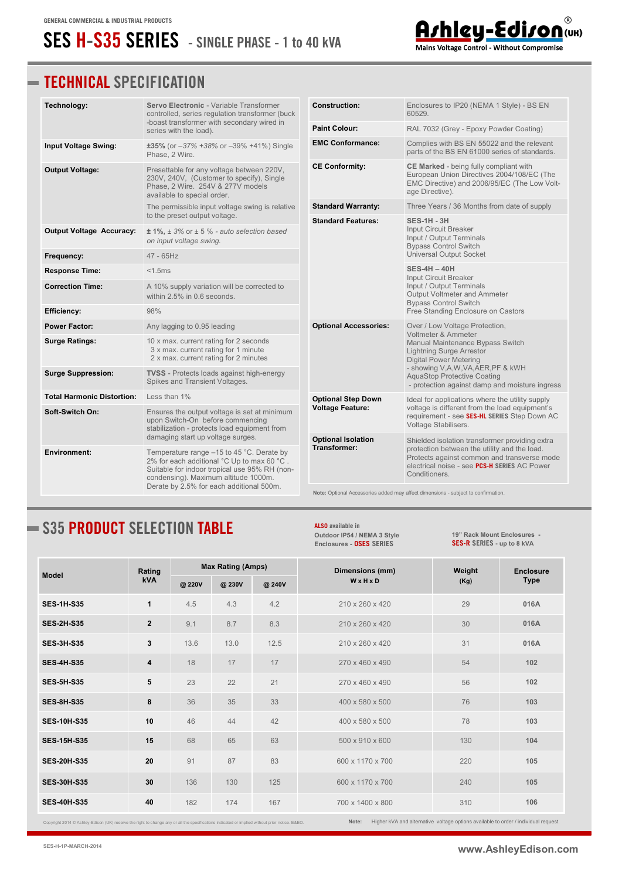GENERAL COMMERCIAL & INDUSTRIAL PRODUCTS

# SES H-S35 SERIES - SINGLE PHASE - 1 to 40 kVA

Ashley-Edison (UK)
Mains Voltage Control - Without Compromise

## TECHNICAL SPECIFICATION

| | |
|---|---|
| **Technology:** | **Servo Electronic** - Variable Transformer controlled, series regulation transformer (buck -boast transformer with secondary wired in series with the load). |
| **Input Voltage Swing:** | **±35%** (or –37% +38% or –39% +41%) Single Phase, 2 Wire. |
| **Output Voltage:** | Presettable for any voltage between 220V, 230V, 240V, (Customer to specify), Single Phase, 2 Wire. 254V & 277V models available to special order. The permissible input voltage swing is relative to the preset output voltage. |
| **Output Voltage Accuracy:** | **± 1%,** ± 3% or ± 5 % - *auto selection based on input voltage swing.* |
| **Frequency:** | 47 - 65Hz |
| **Response Time:** | <1.5ms |
| **Correction Time:** | A 10% supply variation will be corrected to within 2.5% in 0.6 seconds. |
| **Efficiency:** | 98% |
| **Power Factor:** | Any lagging to 0.95 leading |
| **Surge Ratings:** | 10 x max. current rating for 2 seconds<br>3 x max. current rating for 1 minute<br>2 x max. current rating for 2 minutes |
| **Surge Suppression:** | **TVSS** - Protects loads against high-energy Spikes and Transient Voltages. |
| **Total Harmonic Distortion:** | Less than 1% |
| **Soft-Switch On:** | Ensures the output voltage is set at minimum upon Switch-On before commencing stabilization - protects load equipment from damaging start up voltage surges. |
| **Environment:** | Temperature range –15 to 45 °C. Derate by 2% for each additional °C Up to max 60 °C . Suitable for indoor tropical use 95% RH (non-condensing). Maximum altitude 1000m. Derate by 2.5% for each additional 500m. |

| | |
|---|---|
| **Construction:** | Enclosures to IP20 (NEMA 1 Style) - BS EN 60529. |
| **Paint Colour:** | RAL 7032 (Grey - Epoxy Powder Coating) |
| **EMC Conformance:** | Complies with BS EN 55022 and the relevant parts of the BS EN 61000 series of standards. |
| **CE Conformity:** | **CE Marked** - being fully compliant with European Union Directives 2004/108/EC (The EMC Directive) and 2006/95/EC (The Low Voltage Directive). |
| **Standard Warranty:** | Three Years / 36 Months from date of supply |
| **Standard Features:** | **SES-1H - 3H**<br>Input Circuit Breaker<br>Input / Output Terminals<br>Bypass Control Switch<br>Universal Output Socket<br><br>**SES-4H – 40H**<br>Input Circuit Breaker<br>Input / Output Terminals<br>Output Voltmeter and Ammeter<br>Bypass Control Switch<br>Free Standing Enclosure on Castors |
| **Optional Accessories:** | Over / Low Voltage Protection,<br>Voltmeter & Ammeter<br>Manual Maintenance Bypass Switch<br>Lightning Surge Arrestor<br>Digital Power Metering<br>- showing V,A,W,VA,AER,PF & kWH<br>AquaStop Protective Coating<br>- protection against damp and moisture ingress |
| **Optional Step Down Voltage Feature:** | Ideal for applications where the utility supply voltage is different from the load equipment's requirement - see **SES-HL SERIES** Step Down AC Voltage Stabilisers. |
| **Optional Isolation Transformer:** | Shielded isolation transformer providing extra protection between the utility and the load. Protects against common and transverse mode electrical noise - see **PCS-H SERIES** AC Power Conditioners. |

**Note:** Optional Accessories added may affect dimensions - subject to confirmation.

## S35 PRODUCT SELECTION TABLE

**ALSO** available in Outdoor IP54 / NEMA 3 Style Enclosures - **OSES SERIES**

19" Rack Mount Enclosures - **SES-R SERIES** - up to 8 kVA

| Model | Rating kVA | Max Rating (Amps) | | | Dimensions (mm) W x H x D | Weight (Kg) | Enclosure Type |
|---|---|---|---|---|---|---|---|
| | | @ 220V | @ 230V | @ 240V | | | |
| **SES-1H-S35** | **1** | 4.5 | 4.3 | 4.2 | 210 x 260 x 420 | 29 | **016A** |
| **SES-2H-S35** | **2** | 9.1 | 8.7 | 8.3 | 210 x 260 x 420 | 30 | **016A** |
| **SES-3H-S35** | **3** | 13.6 | 13.0 | 12.5 | 210 x 260 x 420 | 31 | **016A** |
| **SES-4H-S35** | **4** | 18 | 17 | 17 | 270 x 460 x 490 | 54 | **102** |
| **SES-5H-S35** | **5** | 23 | 22 | 21 | 270 x 460 x 490 | 56 | **102** |
| **SES-8H-S35** | **8** | 36 | 35 | 33 | 400 x 580 x 500 | 76 | **103** |
| **SES-10H-S35** | **10** | 46 | 44 | 42 | 400 x 580 x 500 | 78 | **103** |
| **SES-15H-S35** | **15** | 68 | 65 | 63 | 500 x 910 x 600 | 130 | **104** |
| **SES-20H-S35** | **20** | 91 | 87 | 83 | 600 x 1170 x 700 | 220 | **105** |
| **SES-30H-S35** | **30** | 136 | 130 | 125 | 600 x 1170 x 700 | 240 | **105** |
| **SES-40H-S35** | **40** | 182 | 174 | 167 | 700 x 1400 x 800 | 310 | **106** |

Copyright 2014 © Ashley-Edison (UK) reserve the right to change any or all the specifications indicated or implied without prior notice. E&EO.

**Note:** Higher kVA and alternative voltage options available to order / individual request.

SES-H-1P-MARCH-2014

www.AshleyEdison.com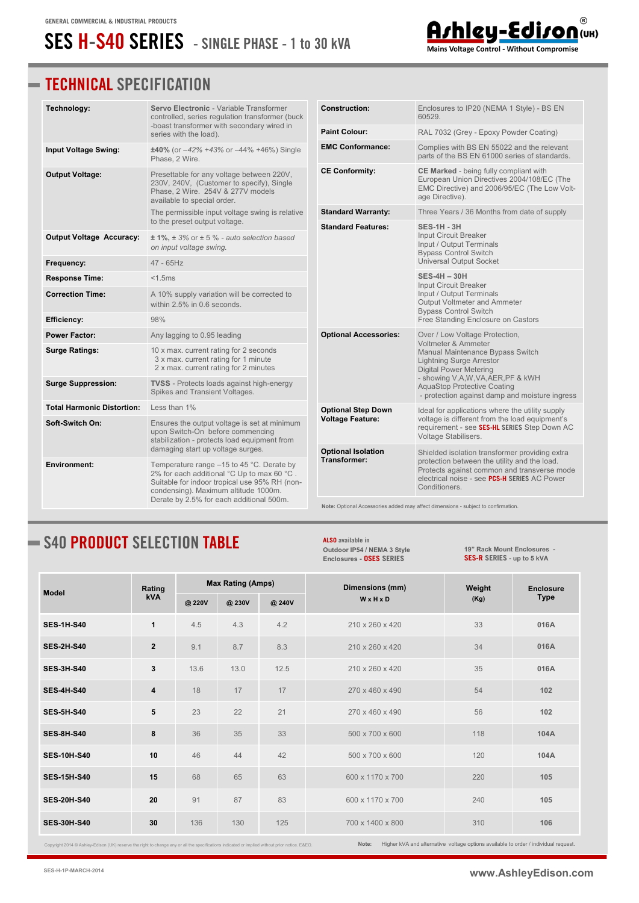GENERAL COMMERCIAL & INDUSTRIAL PRODUCTS

# SES H-S40 SERIES - SINGLE PHASE - 1 to 30 kVA

Ashley-Edison (UK)
Mains Voltage Control - Without Compromise

## TECHNICAL SPECIFICATION

| | |
|---|---|
| **Technology:** | **Servo Electronic** - Variable Transformer controlled, series regulation transformer (buck -boast transformer with secondary wired in series with the load). |
| **Input Voltage Swing:** | **±40%** (or *–42% +43%* or –44% +46%) Single Phase, 2 Wire. |
| **Output Voltage:** | Presettable for any voltage between 220V, 230V, 240V, (Customer to specify), Single Phase, 2 Wire. 254V & 277V models available to special order. The permissible input voltage swing is relative to the preset output voltage. |
| **Output Voltage Accuracy:** | **± 1%,** *± 3% or ± 5 % - auto selection based on input voltage swing.* |
| **Frequency:** | 47 - 65Hz |
| **Response Time:** | <1.5ms |
| **Correction Time:** | A 10% supply variation will be corrected to within 2.5% in 0.6 seconds. |
| **Efficiency:** | 98% |
| **Power Factor:** | Any lagging to 0.95 leading |
| **Surge Ratings:** | 10 x max. current rating for 2 seconds<br>3 x max. current rating for 1 minute<br>2 x max. current rating for 2 minutes |
| **Surge Suppression:** | **TVSS** - Protects loads against high-energy Spikes and Transient Voltages. |
| **Total Harmonic Distortion:** | Less than 1% |
| **Soft-Switch On:** | Ensures the output voltage is set at minimum upon Switch-On before commencing stabilization - protects load equipment from damaging start up voltage surges. |
| **Environment:** | Temperature range –15 to 45 °C. Derate by 2% for each additional °C Up to max 60 °C . Suitable for indoor tropical use 95% RH (non-condensing). Maximum altitude 1000m. Derate by 2.5% for each additional 500m. |

| | |
|---|---|
| **Construction:** | Enclosures to IP20 (NEMA 1 Style) - BS EN 60529. |
| **Paint Colour:** | RAL 7032 (Grey - Epoxy Powder Coating) |
| **EMC Conformance:** | Complies with BS EN 55022 and the relevant parts of the BS EN 61000 series of standards. |
| **CE Conformity:** | **CE Marked** - being fully compliant with European Union Directives 2004/108/EC (The EMC Directive) and 2006/95/EC (The Low Voltage Directive). |
| **Standard Warranty:** | Three Years / 36 Months from date of supply |
| **Standard Features:** | **SES-1H - 3H**<br>Input Circuit Breaker<br>Input / Output Terminals<br>Bypass Control Switch<br>Universal Output Socket<br>**SES-4H – 30H**<br>Input Circuit Breaker<br>Input / Output Terminals<br>Output Voltmeter and Ammeter<br>Bypass Control Switch<br>Free Standing Enclosure on Castors |
| **Optional Accessories:** | Over / Low Voltage Protection,<br>Voltmeter & Ammeter<br>Manual Maintenance Bypass Switch<br>Lightning Surge Arrestor<br>Digital Power Metering<br>- showing V,A,W,VA,AER,PF & kWH<br>AquaStop Protective Coating<br>- protection against damp and moisture ingress |
| **Optional Step Down Voltage Feature:** | Ideal for applications where the utility supply voltage is different from the load equipment's requirement - see **SES-HL SERIES** Step Down AC Voltage Stabilisers. |
| **Optional Isolation Transformer:** | Shielded isolation transformer providing extra protection between the utility and the load. Protects against common and transverse mode electrical noise - see **PCS-H SERIES** AC Power Conditioners. |

**Note:** Optional Accessories added may affect dimensions - subject to confirmation.

## S40 PRODUCT SELECTION TABLE

**ALSO** available in Outdoor IP54 / NEMA 3 Style Enclosures - **OSES SERIES**

19" Rack Mount Enclosures - **SES-R SERIES** - up to 5 kVA

| Model | Rating kVA | Max Rating (Amps) | | | Dimensions (mm) W x H x D | Weight (Kg) | Enclosure Type |
|---|---|---|---|---|---|---|---|
| | | @ 220V | @ 230V | @ 240V | | | |
| **SES-1H-S40** | **1** | 4.5 | 4.3 | 4.2 | 210 x 260 x 420 | 33 | **016A** |
| **SES-2H-S40** | **2** | 9.1 | 8.7 | 8.3 | 210 x 260 x 420 | 34 | **016A** |
| **SES-3H-S40** | **3** | 13.6 | 13.0 | 12.5 | 210 x 260 x 420 | 35 | **016A** |
| **SES-4H-S40** | **4** | 18 | 17 | 17 | 270 x 460 x 490 | 54 | **102** |
| **SES-5H-S40** | **5** | 23 | 22 | 21 | 270 x 460 x 490 | 56 | **102** |
| **SES-8H-S40** | **8** | 36 | 35 | 33 | 500 x 700 x 600 | 118 | **104A** |
| **SES-10H-S40** | **10** | 46 | 44 | 42 | 500 x 700 x 600 | 120 | **104A** |
| **SES-15H-S40** | **15** | 68 | 65 | 63 | 600 x 1170 x 700 | 220 | **105** |
| **SES-20H-S40** | **20** | 91 | 87 | 83 | 600 x 1170 x 700 | 240 | **105** |
| **SES-30H-S40** | **30** | 136 | 130 | 125 | 700 x 1400 x 800 | 310 | **106** |

Copyright 2014 © Ashley-Edison (UK) reserve the right to change any or all the specifications indicated or implied without prior notice. E&EO.

**Note:** Higher kVA and alternative voltage options available to order / individual request.

SES-H-1P-MARCH-2014

www.AshleyEdison.com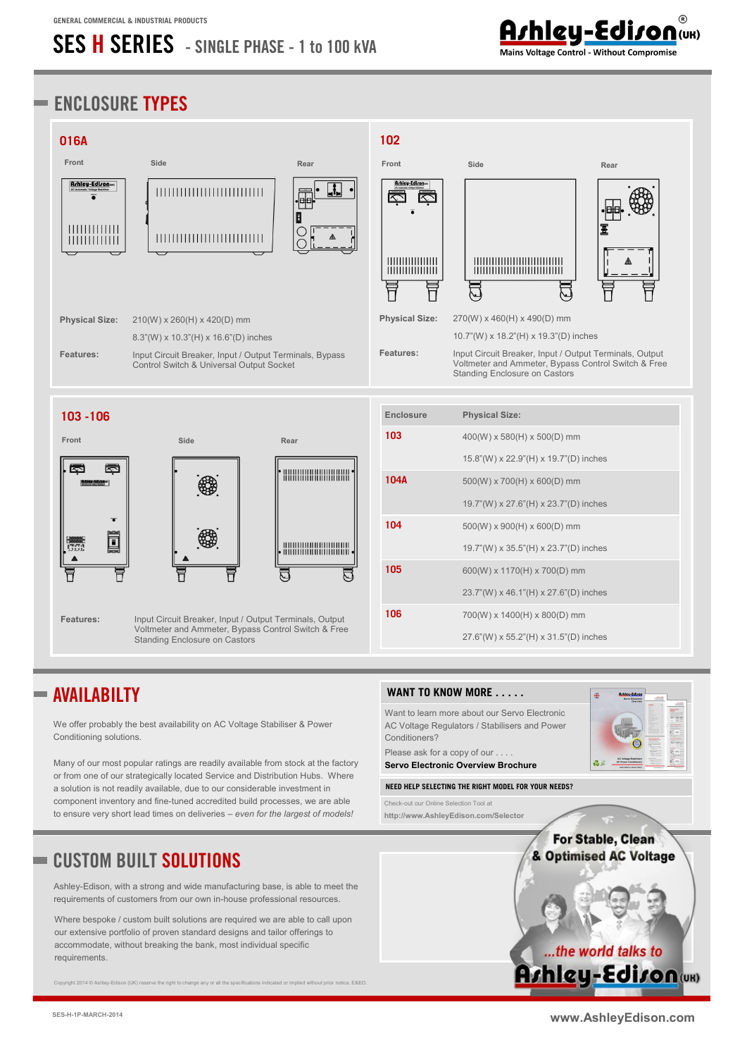GENERAL COMMERCIAL & INDUSTRIAL PRODUCTS

# SES H SERIES - SINGLE PHASE - 1 to 100 kVA

Ashley-Edison (UK)
Mains Voltage Control - Without Compromise

## ENCLOSURE TYPES

### 016A

Front Side Rear

**Physical Size:** 210(W) x 260(H) x 420(D) mm
8.3"(W) x 10.3"(H) x 16.6"(D) inches

**Features:** Input Circuit Breaker, Input / Output Terminals, Bypass Control Switch & Universal Output Socket

### 102

Front Side Rear

**Physical Size:** 270(W) x 460(H) x 490(D) mm
10.7"(W) x 18.2"(H) x 19.3"(D) inches

**Features:** Input Circuit Breaker, Input / Output Terminals, Output Voltmeter and Ammeter, Bypass Control Switch & Free Standing Enclosure on Castors

### 103 -106

Front Side Rear

**Features:** Input Circuit Breaker, Input / Output Terminals, Output Voltmeter and Ammeter, Bypass Control Switch & Free Standing Enclosure on Castors

| Enclosure | Physical Size: |
|---|---|
| 103 | 400(W) x 580(H) x 500(D) mm |
| | 15.8"(W) x 22.9"(H) x 19.7"(D) inches |
| 104A | 500(W) x 700(H) x 600(D) mm |
| | 19.7"(W) x 27.6"(H) x 23.7"(D) inches |
| 104 | 500(W) x 900(H) x 600(D) mm |
| | 19.7"(W) x 35.5"(H) x 23.7"(D) inches |
| 105 | 600(W) x 1170(H) x 700(D) mm |
| | 23.7"(W) x 46.1"(H) x 27.6"(D) inches |
| 106 | 700(W) x 1400(H) x 800(D) mm |
| | 27.6"(W) x 55.2"(H) x 31.5"(D) inches |

## AVAILABILTY

We offer probably the best availability on AC Voltage Stabiliser & Power Conditioning solutions.

Many of our most popular ratings are readily available from stock at the factory or from one of our strategically located Service and Distribution Hubs. Where a solution is not readily available, due to our considerable investment in component inventory and fine-tuned accredited build processes, we are able to ensure very short lead times on deliveries – *even for the largest of models!*

### WANT TO KNOW MORE . . . . .

Want to learn more about our Servo Electronic AC Voltage Regulators / Stabilisers and Power Conditioners?

Please ask for a copy of our . . . .
**Servo Electronic Overview Brochure**

**NEED HELP SELECTING THE RIGHT MODEL FOR YOUR NEEDS?**

Check-out our Online Selection Tool at
**http://www.AshleyEdison.com/Selector**

## CUSTOM BUILT SOLUTIONS

Ashley-Edison, with a strong and wide manufacturing base, is able to meet the requirements of customers from our own in-house professional resources.

Where bespoke / custom built solutions are required we are able to call upon our extensive portfolio of proven standard designs and tailor offerings to accommodate, without breaking the bank, most individual specific requirements.

For Stable, Clean & Optimised AC Voltage

...the world talks to Ashley-Edison (UK)

Copyright 2014 © Ashley-Edison (UK) reserve the right to change any or all the specifications indicated or implied without prior notice. E&EO.

SES-H-1P-MARCH-2014

www.AshleyEdison.com